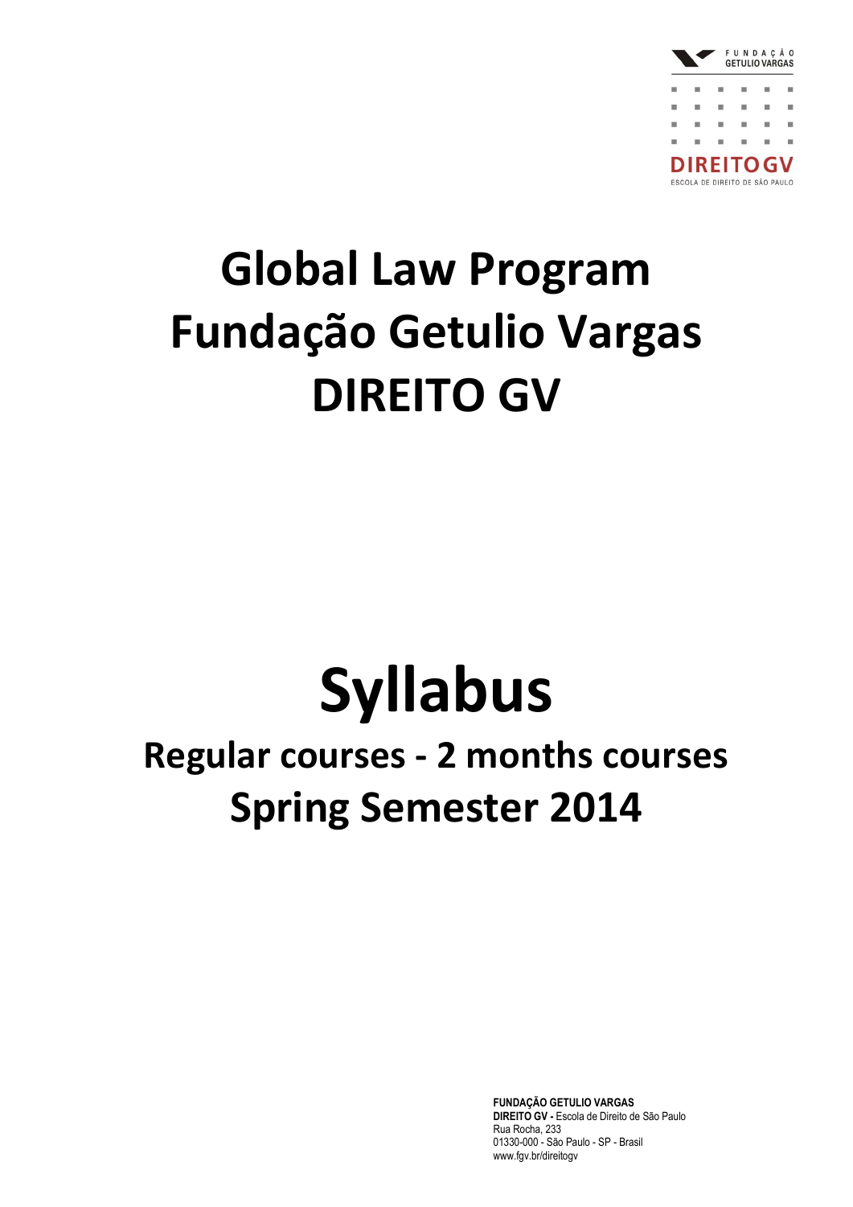FUNDAÇÃO GETULIO VARGAS

DIREITO GV
ESCOLA DE DIREITO DE SÃO PAULO

# Global Law Program
# Fundação Getulio Vargas
# DIREITO GV

# Syllabus

## Regular courses - 2 months courses
## Spring Semester 2014

**FUNDAÇÃO GETULIO VARGAS**
**DIREITO GV -** Escola de Direito de São Paulo
Rua Rocha, 233
01330-000 - São Paulo - SP - Brasil
www.fgv.br/direitogv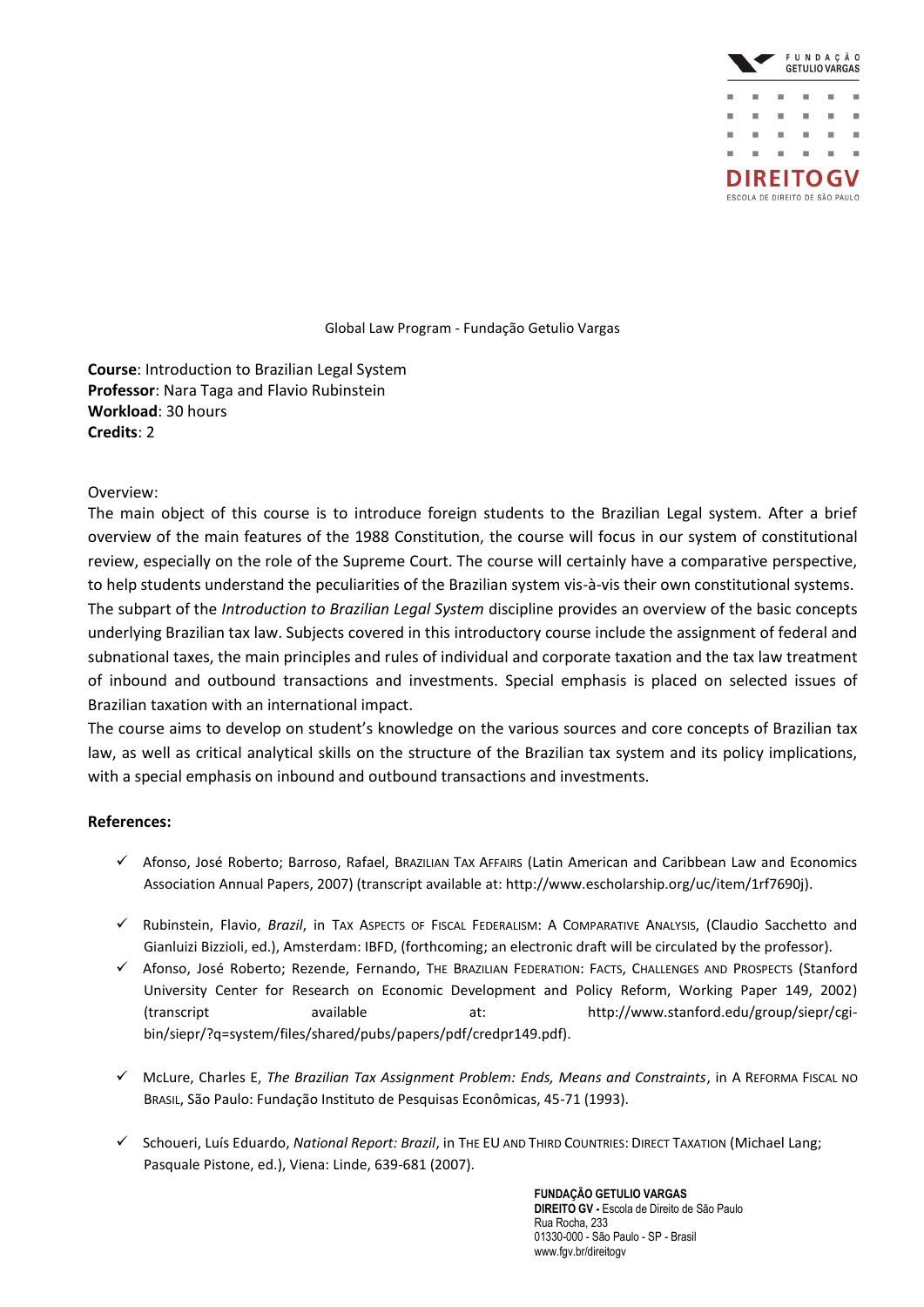Global Law Program - Fundação Getulio Vargas

**Course**: Introduction to Brazilian Legal System
**Professor**: Nara Taga and Flavio Rubinstein
**Workload**: 30 hours
**Credits**: 2

Overview:

The main object of this course is to introduce foreign students to the Brazilian Legal system. After a brief overview of the main features of the 1988 Constitution, the course will focus in our system of constitutional review, especially on the role of the Supreme Court. The course will certainly have a comparative perspective, to help students understand the peculiarities of the Brazilian system vis-à-vis their own constitutional systems.

The subpart of the *Introduction to Brazilian Legal System* discipline provides an overview of the basic concepts underlying Brazilian tax law. Subjects covered in this introductory course include the assignment of federal and subnational taxes, the main principles and rules of individual and corporate taxation and the tax law treatment of inbound and outbound transactions and investments. Special emphasis is placed on selected issues of Brazilian taxation with an international impact.

The course aims to develop on student's knowledge on the various sources and core concepts of Brazilian tax law, as well as critical analytical skills on the structure of the Brazilian tax system and its policy implications, with a special emphasis on inbound and outbound transactions and investments.

**References:**

- ✓ Afonso, José Roberto; Barroso, Rafael, Brazilian Tax Affairs (Latin American and Caribbean Law and Economics Association Annual Papers, 2007) (transcript available at: http://www.escholarship.org/uc/item/1rf7690j).
- ✓ Rubinstein, Flavio, *Brazil*, in Tax Aspects of Fiscal Federalism: A Comparative Analysis, (Claudio Sacchetto and Gianluizi Bizzioli, ed.), Amsterdam: IBFD, (forthcoming; an electronic draft will be circulated by the professor).
- ✓ Afonso, José Roberto; Rezende, Fernando, The Brazilian Federation: Facts, Challenges and Prospects (Stanford University Center for Research on Economic Development and Policy Reform, Working Paper 149, 2002) (transcript available at: http://www.stanford.edu/group/siepr/cgi-bin/siepr/?q=system/files/shared/pubs/papers/pdf/credpr149.pdf).
- ✓ McLure, Charles E, *The Brazilian Tax Assignment Problem: Ends, Means and Constraints*, in A Reforma Fiscal no Brasil, São Paulo: Fundação Instituto de Pesquisas Econômicas, 45-71 (1993).
- ✓ Schoueri, Luís Eduardo, *National Report: Brazil*, in The EU and Third Countries: Direct Taxation (Michael Lang; Pasquale Pistone, ed.), Viena: Linde, 639-681 (2007).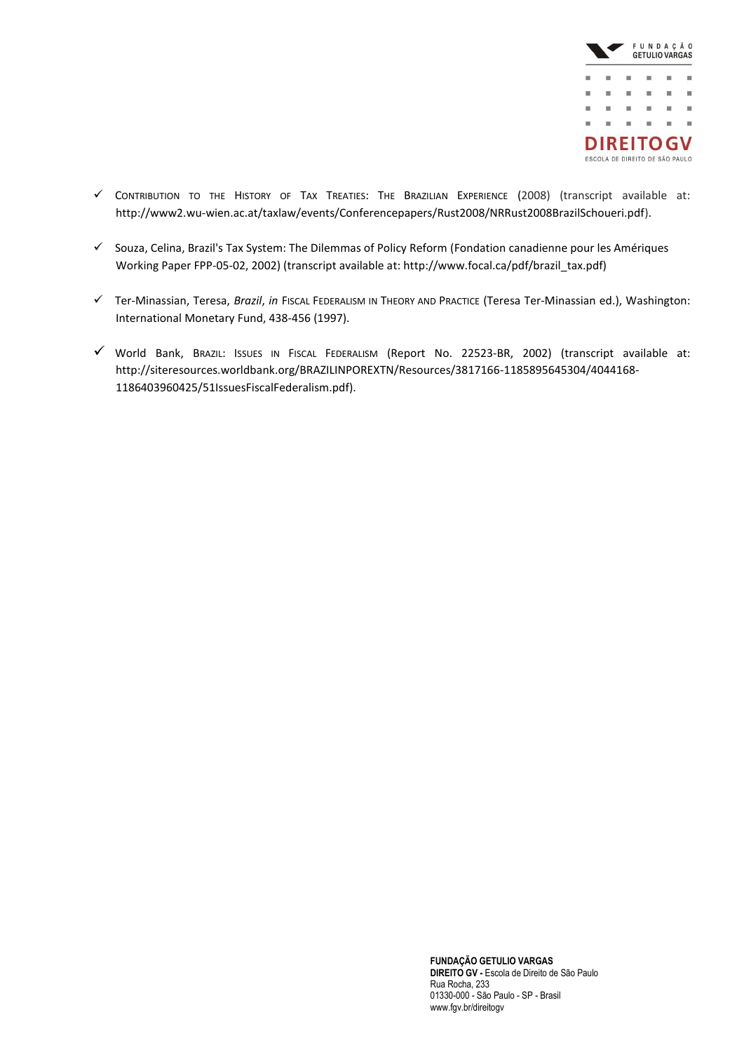- ✓ Contribution to the History of Tax Treaties: The Brazilian Experience (2008) (transcript available at: http://www2.wu-wien.ac.at/taxlaw/events/Conferencepapers/Rust2008/NRRust2008BrazilSchoueri.pdf).

- ✓ Souza, Celina, Brazil's Tax System: The Dilemmas of Policy Reform (Fondation canadienne pour les Amériques Working Paper FPP-05-02, 2002) (transcript available at: http://www.focal.ca/pdf/brazil_tax.pdf)

- ✓ Ter-Minassian, Teresa, *Brazil*, *in* Fiscal Federalism in Theory and Practice (Teresa Ter-Minassian ed.), Washington: International Monetary Fund, 438-456 (1997).

- ✓ World Bank, Brazil: Issues in Fiscal Federalism (Report No. 22523-BR, 2002) (transcript available at: http://siteresources.worldbank.org/BRAZILINPOREXTN/Resources/3817166-1185895645304/4044168-1186403960425/51IssuesFiscalFederalism.pdf).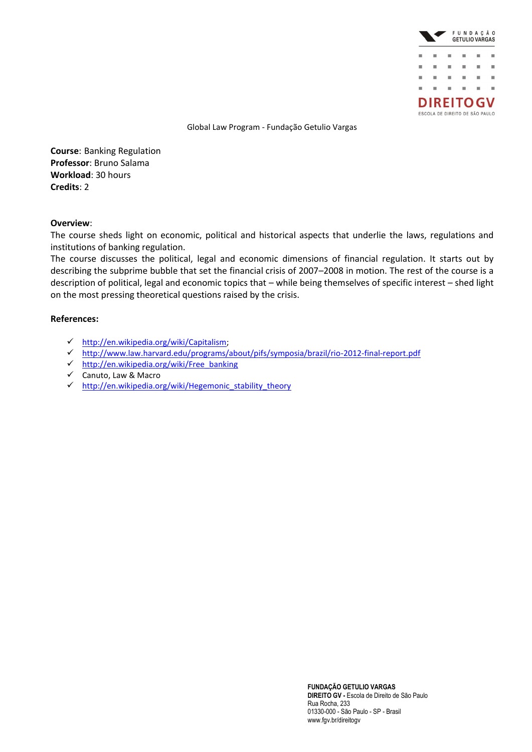Global Law Program - Fundação Getulio Vargas

**Course**: Banking Regulation
**Professor**: Bruno Salama
**Workload**: 30 hours
**Credits**: 2

**Overview**:
The course sheds light on economic, political and historical aspects that underlie the laws, regulations and institutions of banking regulation.
The course discusses the political, legal and economic dimensions of financial regulation. It starts out by describing the subprime bubble that set the financial crisis of 2007–2008 in motion. The rest of the course is a description of political, legal and economic topics that – while being themselves of specific interest – shed light on the most pressing theoretical questions raised by the crisis.

**References:**

- ✓ http://en.wikipedia.org/wiki/Capitalism;
- ✓ http://www.law.harvard.edu/programs/about/pifs/symposia/brazil/rio-2012-final-report.pdf
- ✓ http://en.wikipedia.org/wiki/Free_banking
- ✓ Canuto, Law & Macro
- ✓ http://en.wikipedia.org/wiki/Hegemonic_stability_theory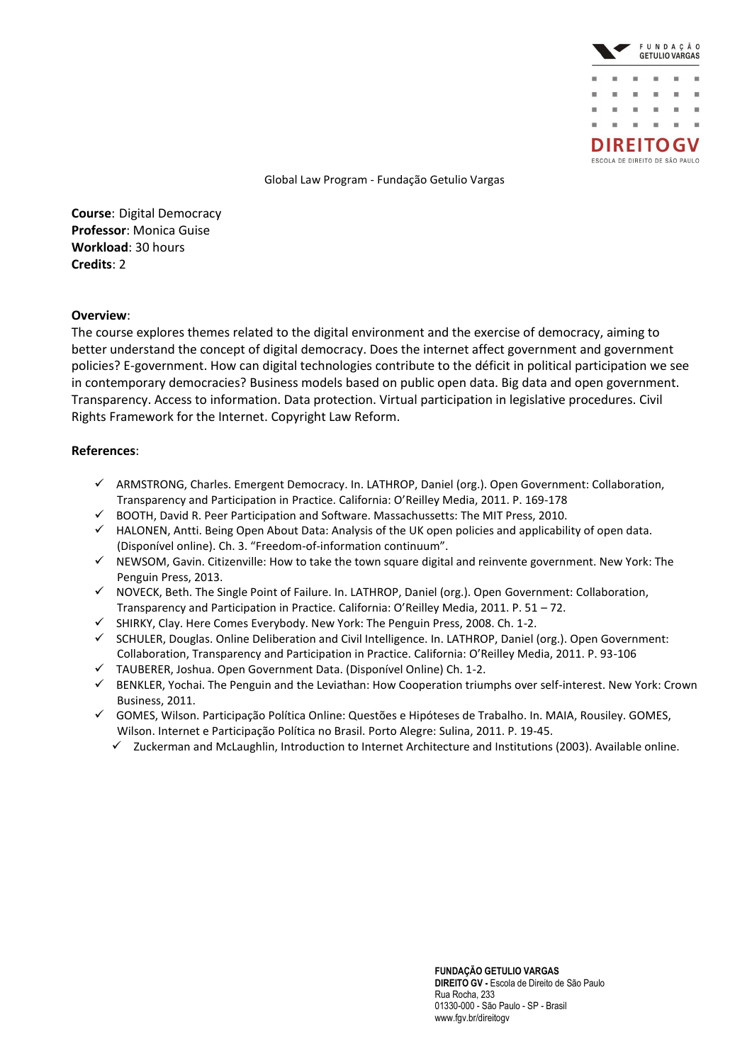Global Law Program - Fundação Getulio Vargas

**Course**: Digital Democracy
**Professor**: Monica Guise
**Workload**: 30 hours
**Credits**: 2

**Overview**:
The course explores themes related to the digital environment and the exercise of democracy, aiming to better understand the concept of digital democracy. Does the internet affect government and government policies? E-government. How can digital technologies contribute to the déficit in political participation we see in contemporary democracies? Business models based on public open data. Big data and open government. Transparency. Access to information. Data protection. Virtual participation in legislative procedures. Civil Rights Framework for the Internet. Copyright Law Reform.

**References**:

- ARMSTRONG, Charles. Emergent Democracy. In. LATHROP, Daniel (org.). Open Government: Collaboration, Transparency and Participation in Practice. California: O'Reilley Media, 2011. P. 169-178
- BOOTH, David R. Peer Participation and Software. Massachussetts: The MIT Press, 2010.
- HALONEN, Antti. Being Open About Data: Analysis of the UK open policies and applicability of open data. (Disponível online). Ch. 3. "Freedom-of-information continuum".
- NEWSOM, Gavin. Citizenville: How to take the town square digital and reinvente government. New York: The Penguin Press, 2013.
- NOVECK, Beth. The Single Point of Failure. In. LATHROP, Daniel (org.). Open Government: Collaboration, Transparency and Participation in Practice. California: O'Reilley Media, 2011. P. 51 – 72.
- SHIRKY, Clay. Here Comes Everybody. New York: The Penguin Press, 2008. Ch. 1-2.
- SCHULER, Douglas. Online Deliberation and Civil Intelligence. In. LATHROP, Daniel (org.). Open Government: Collaboration, Transparency and Participation in Practice. California: O'Reilley Media, 2011. P. 93-106
- TAUBERER, Joshua. Open Government Data. (Disponível Online) Ch. 1-2.
- BENKLER, Yochai. The Penguin and the Leviathan: How Cooperation triumphs over self-interest. New York: Crown Business, 2011.
- GOMES, Wilson. Participação Política Online: Questões e Hipóteses de Trabalho. In. MAIA, Rousiley. GOMES, Wilson. Internet e Participação Política no Brasil. Porto Alegre: Sulina, 2011. P. 19-45.
  - Zuckerman and McLaughlin, Introduction to Internet Architecture and Institutions (2003). Available online.

**FUNDAÇÃO GETULIO VARGAS**
**DIREITO GV -** Escola de Direito de São Paulo
Rua Rocha, 233
01330-000 - São Paulo - SP - Brasil
www.fgv.br/direitogv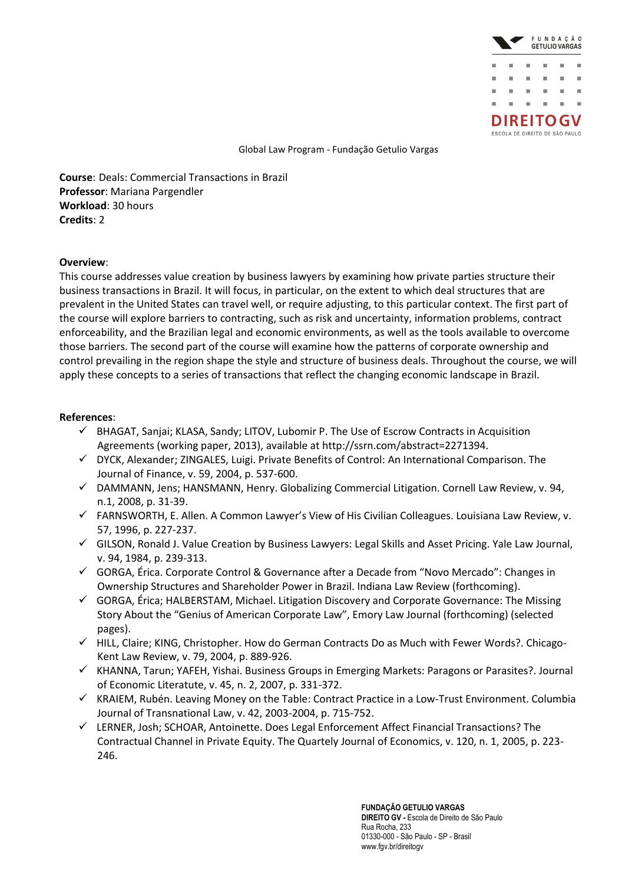Global Law Program - Fundação Getulio Vargas

**Course**: Deals: Commercial Transactions in Brazil
**Professor**: Mariana Pargendler
**Workload**: 30 hours
**Credits**: 2

**Overview**:
This course addresses value creation by business lawyers by examining how private parties structure their business transactions in Brazil. It will focus, in particular, on the extent to which deal structures that are prevalent in the United States can travel well, or require adjusting, to this particular context. The first part of the course will explore barriers to contracting, such as risk and uncertainty, information problems, contract enforceability, and the Brazilian legal and economic environments, as well as the tools available to overcome those barriers. The second part of the course will examine how the patterns of corporate ownership and control prevailing in the region shape the style and structure of business deals. Throughout the course, we will apply these concepts to a series of transactions that reflect the changing economic landscape in Brazil.

**References**:

- ✓ BHAGAT, Sanjai; KLASA, Sandy; LITOV, Lubomir P. The Use of Escrow Contracts in Acquisition Agreements (working paper, 2013), available at http://ssrn.com/abstract=2271394.
- ✓ DYCK, Alexander; ZINGALES, Luigi. Private Benefits of Control: An International Comparison. The Journal of Finance, v. 59, 2004, p. 537-600.
- ✓ DAMMANN, Jens; HANSMANN, Henry. Globalizing Commercial Litigation. Cornell Law Review, v. 94, n.1, 2008, p. 31-39.
- ✓ FARNSWORTH, E. Allen. A Common Lawyer's View of His Civilian Colleagues. Louisiana Law Review, v. 57, 1996, p. 227-237.
- ✓ GILSON, Ronald J. Value Creation by Business Lawyers: Legal Skills and Asset Pricing. Yale Law Journal, v. 94, 1984, p. 239-313.
- ✓ GORGA, Érica. Corporate Control & Governance after a Decade from "Novo Mercado": Changes in Ownership Structures and Shareholder Power in Brazil. Indiana Law Review (forthcoming).
- ✓ GORGA, Érica; HALBERSTAM, Michael. Litigation Discovery and Corporate Governance: The Missing Story About the "Genius of American Corporate Law", Emory Law Journal (forthcoming) (selected pages).
- ✓ HILL, Claire; KING, Christopher. How do German Contracts Do as Much with Fewer Words?. Chicago-Kent Law Review, v. 79, 2004, p. 889-926.
- ✓ KHANNA, Tarun; YAFEH, Yishai. Business Groups in Emerging Markets: Paragons or Parasites?. Journal of Economic Literatute, v. 45, n. 2, 2007, p. 331-372.
- ✓ KRAIEM, Rubén. Leaving Money on the Table: Contract Practice in a Low-Trust Environment. Columbia Journal of Transnational Law, v. 42, 2003-2004, p. 715-752.
- ✓ LERNER, Josh; SCHOAR, Antoinette. Does Legal Enforcement Affect Financial Transactions? The Contractual Channel in Private Equity. The Quartely Journal of Economics, v. 120, n. 1, 2005, p. 223-246.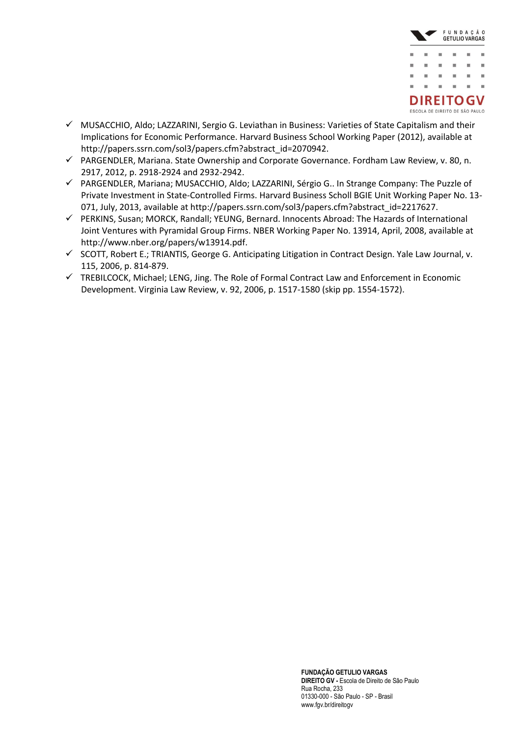- ✓ MUSACCHIO, Aldo; LAZZARINI, Sergio G. Leviathan in Business: Varieties of State Capitalism and their Implications for Economic Performance. Harvard Business School Working Paper (2012), available at http://papers.ssrn.com/sol3/papers.cfm?abstract_id=2070942.
- ✓ PARGENDLER, Mariana. State Ownership and Corporate Governance. Fordham Law Review, v. 80, n. 2917, 2012, p. 2918-2924 and 2932-2942.
- ✓ PARGENDLER, Mariana; MUSACCHIO, Aldo; LAZZARINI, Sérgio G.. In Strange Company: The Puzzle of Private Investment in State-Controlled Firms. Harvard Business Scholl BGIE Unit Working Paper No. 13-071, July, 2013, available at http://papers.ssrn.com/sol3/papers.cfm?abstract_id=2217627.
- ✓ PERKINS, Susan; MORCK, Randall; YEUNG, Bernard. Innocents Abroad: The Hazards of International Joint Ventures with Pyramidal Group Firms. NBER Working Paper No. 13914, April, 2008, available at http://www.nber.org/papers/w13914.pdf.
- ✓ SCOTT, Robert E.; TRIANTIS, George G. Anticipating Litigation in Contract Design. Yale Law Journal, v. 115, 2006, p. 814-879.
- ✓ TREBILCOCK, Michael; LENG, Jing. The Role of Formal Contract Law and Enforcement in Economic Development. Virginia Law Review, v. 92, 2006, p. 1517-1580 (skip pp. 1554-1572).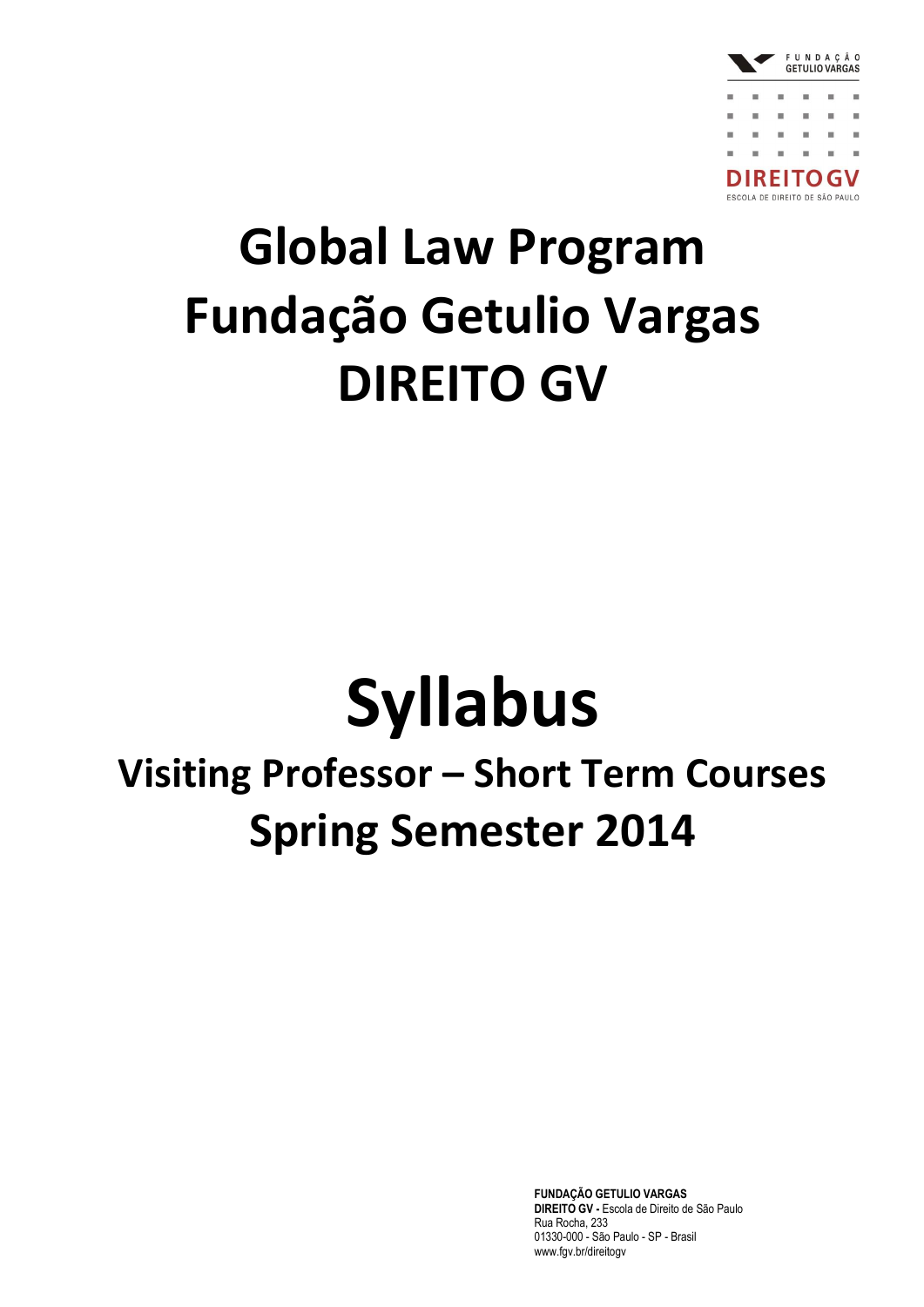# Global Law Program
# Fundação Getulio Vargas
# DIREITO GV

# Syllabus

## Visiting Professor – Short Term Courses
## Spring Semester 2014

**FUNDAÇÃO GETULIO VARGAS**
**DIREITO GV -** Escola de Direito de São Paulo
Rua Rocha, 233
01330-000 - São Paulo - SP - Brasil
www.fgv.br/direitogv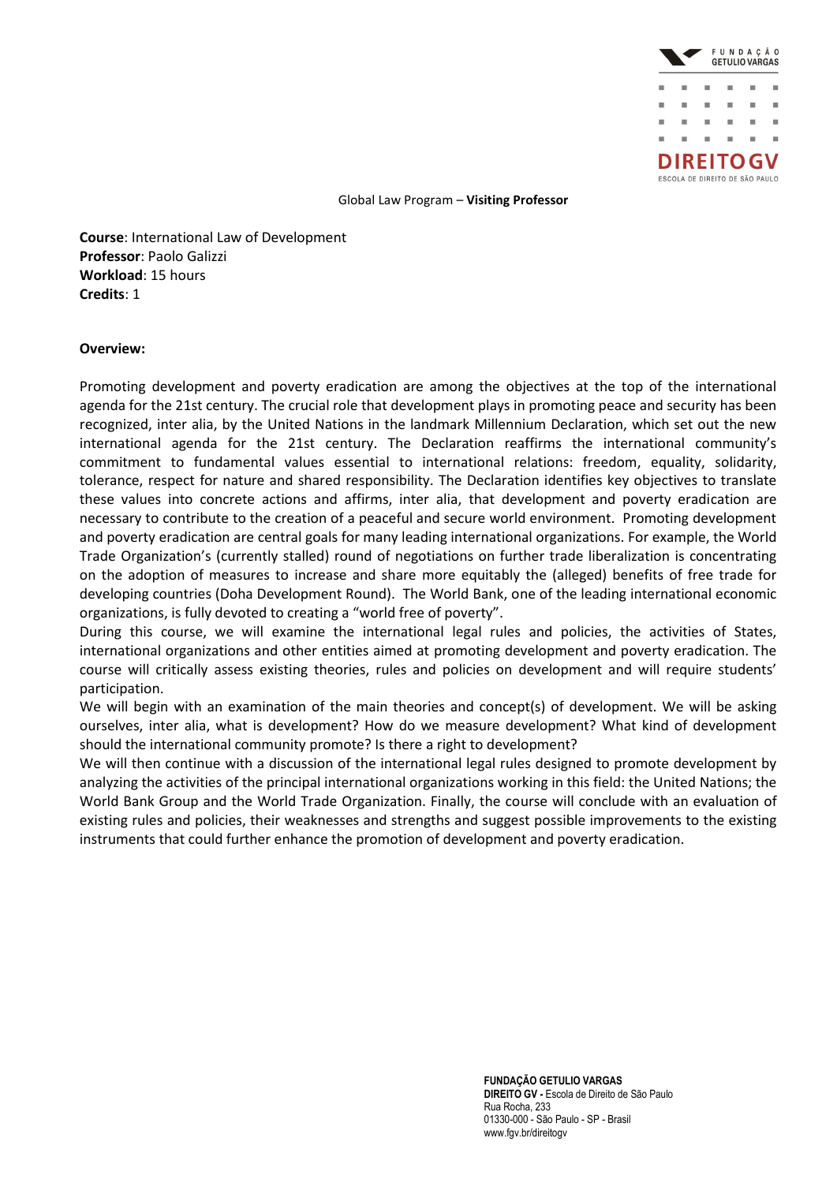Global Law Program – **Visiting Professor**

**Course**: International Law of Development
**Professor**: Paolo Galizzi
**Workload**: 15 hours
**Credits**: 1

**Overview:**

Promoting development and poverty eradication are among the objectives at the top of the international agenda for the 21st century. The crucial role that development plays in promoting peace and security has been recognized, inter alia, by the United Nations in the landmark Millennium Declaration, which set out the new international agenda for the 21st century. The Declaration reaffirms the international community's commitment to fundamental values essential to international relations: freedom, equality, solidarity, tolerance, respect for nature and shared responsibility. The Declaration identifies key objectives to translate these values into concrete actions and affirms, inter alia, that development and poverty eradication are necessary to contribute to the creation of a peaceful and secure world environment. Promoting development and poverty eradication are central goals for many leading international organizations. For example, the World Trade Organization's (currently stalled) round of negotiations on further trade liberalization is concentrating on the adoption of measures to increase and share more equitably the (alleged) benefits of free trade for developing countries (Doha Development Round). The World Bank, one of the leading international economic organizations, is fully devoted to creating a "world free of poverty".

During this course, we will examine the international legal rules and policies, the activities of States, international organizations and other entities aimed at promoting development and poverty eradication. The course will critically assess existing theories, rules and policies on development and will require students' participation.

We will begin with an examination of the main theories and concept(s) of development. We will be asking ourselves, inter alia, what is development? How do we measure development? What kind of development should the international community promote? Is there a right to development?

We will then continue with a discussion of the international legal rules designed to promote development by analyzing the activities of the principal international organizations working in this field: the United Nations; the World Bank Group and the World Trade Organization. Finally, the course will conclude with an evaluation of existing rules and policies, their weaknesses and strengths and suggest possible improvements to the existing instruments that could further enhance the promotion of development and poverty eradication.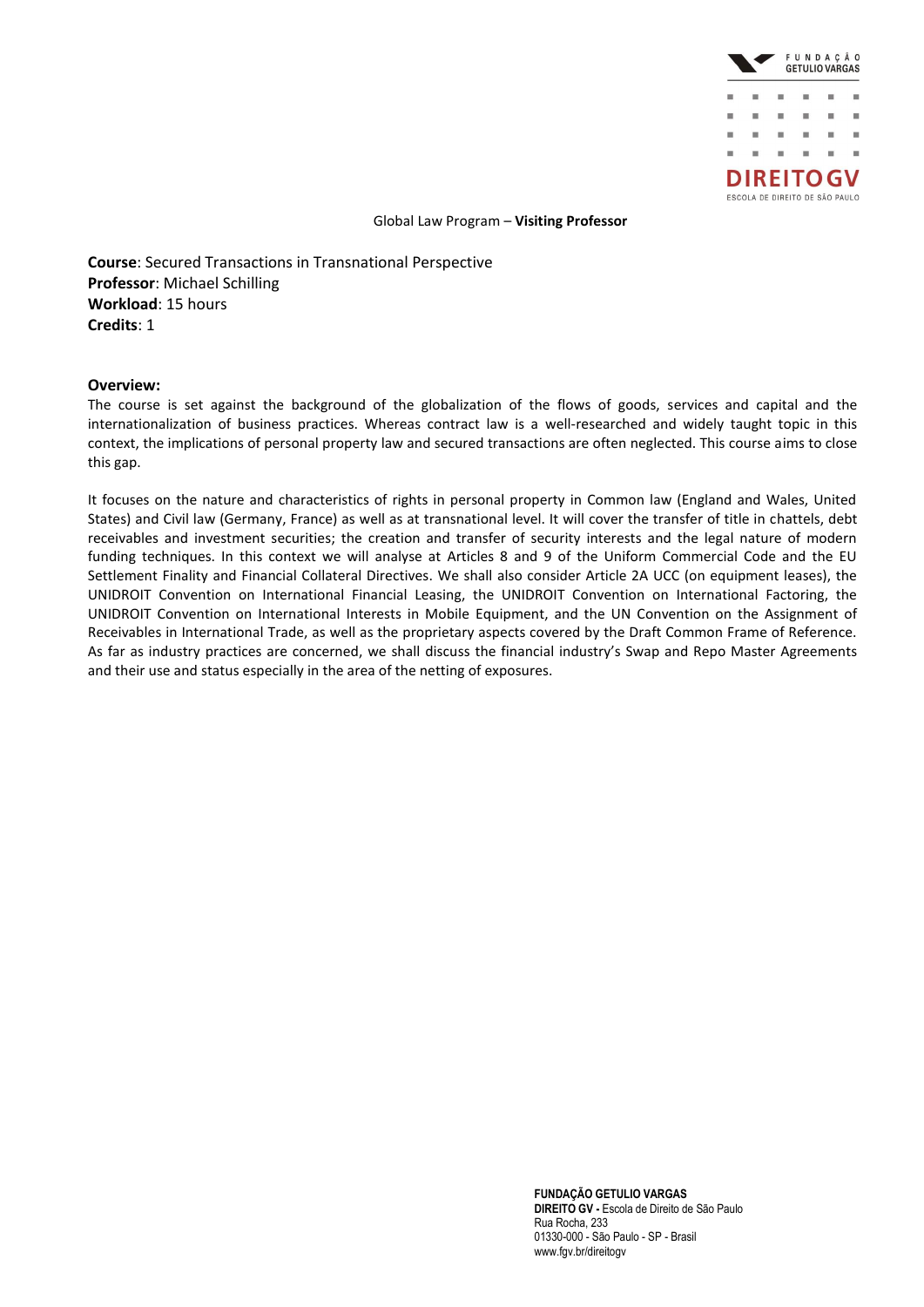Global Law Program – **Visiting Professor**

**Course**: Secured Transactions in Transnational Perspective
**Professor**: Michael Schilling
**Workload**: 15 hours
**Credits**: 1

**Overview:**

The course is set against the background of the globalization of the flows of goods, services and capital and the internationalization of business practices. Whereas contract law is a well-researched and widely taught topic in this context, the implications of personal property law and secured transactions are often neglected. This course aims to close this gap.

It focuses on the nature and characteristics of rights in personal property in Common law (England and Wales, United States) and Civil law (Germany, France) as well as at transnational level. It will cover the transfer of title in chattels, debt receivables and investment securities; the creation and transfer of security interests and the legal nature of modern funding techniques. In this context we will analyse at Articles 8 and 9 of the Uniform Commercial Code and the EU Settlement Finality and Financial Collateral Directives. We shall also consider Article 2A UCC (on equipment leases), the UNIDROIT Convention on International Financial Leasing, the UNIDROIT Convention on International Factoring, the UNIDROIT Convention on International Interests in Mobile Equipment, and the UN Convention on the Assignment of Receivables in International Trade, as well as the proprietary aspects covered by the Draft Common Frame of Reference. As far as industry practices are concerned, we shall discuss the financial industry's Swap and Repo Master Agreements and their use and status especially in the area of the netting of exposures.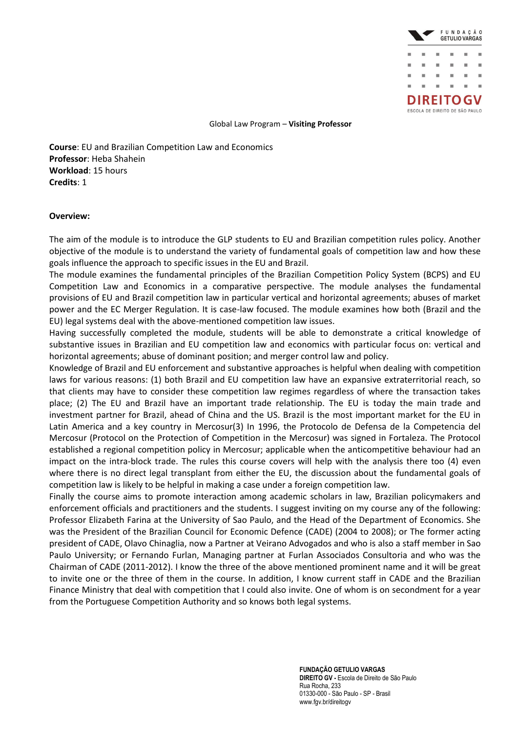Global Law Program – **Visiting Professor**

**Course**: EU and Brazilian Competition Law and Economics
**Professor**: Heba Shahein
**Workload**: 15 hours
**Credits**: 1

**Overview:**

The aim of the module is to introduce the GLP students to EU and Brazilian competition rules policy. Another objective of the module is to understand the variety of fundamental goals of competition law and how these goals influence the approach to specific issues in the EU and Brazil.

The module examines the fundamental principles of the Brazilian Competition Policy System (BCPS) and EU Competition Law and Economics in a comparative perspective. The module analyses the fundamental provisions of EU and Brazil competition law in particular vertical and horizontal agreements; abuses of market power and the EC Merger Regulation. It is case-law focused. The module examines how both (Brazil and the EU) legal systems deal with the above-mentioned competition law issues.

Having successfully completed the module, students will be able to demonstrate a critical knowledge of substantive issues in Brazilian and EU competition law and economics with particular focus on: vertical and horizontal agreements; abuse of dominant position; and merger control law and policy.

Knowledge of Brazil and EU enforcement and substantive approaches is helpful when dealing with competition laws for various reasons: (1) both Brazil and EU competition law have an expansive extraterritorial reach, so that clients may have to consider these competition law regimes regardless of where the transaction takes place; (2) The EU and Brazil have an important trade relationship. The EU is today the main trade and investment partner for Brazil, ahead of China and the US. Brazil is the most important market for the EU in Latin America and a key country in Mercosur(3) In 1996, the Protocolo de Defensa de la Competencia del Mercosur (Protocol on the Protection of Competition in the Mercosur) was signed in Fortaleza. The Protocol established a regional competition policy in Mercosur; applicable when the anticompetitive behaviour had an impact on the intra-block trade. The rules this course covers will help with the analysis there too (4) even where there is no direct legal transplant from either the EU, the discussion about the fundamental goals of competition law is likely to be helpful in making a case under a foreign competition law.

Finally the course aims to promote interaction among academic scholars in law, Brazilian policymakers and enforcement officials and practitioners and the students. I suggest inviting on my course any of the following: Professor Elizabeth Farina at the University of Sao Paulo, and the Head of the Department of Economics. She was the President of the Brazilian Council for Economic Defence (CADE) (2004 to 2008); or The former acting president of CADE, Olavo Chinaglia, now a Partner at Veirano Advogados and who is also a staff member in Sao Paulo University; or Fernando Furlan, Managing partner at Furlan Associados Consultoria and who was the Chairman of CADE (2011-2012). I know the three of the above mentioned prominent name and it will be great to invite one or the three of them in the course. In addition, I know current staff in CADE and the Brazilian Finance Ministry that deal with competition that I could also invite. One of whom is on secondment for a year from the Portuguese Competition Authority and so knows both legal systems.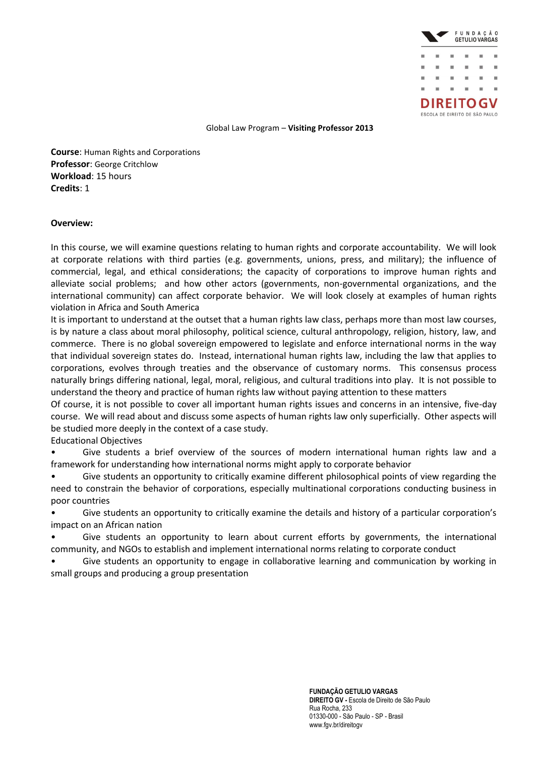Global Law Program – **Visiting Professor 2013**

**Course**: Human Rights and Corporations
**Professor**: George Critchlow
**Workload**: 15 hours
**Credits**: 1

**Overview:**

In this course, we will examine questions relating to human rights and corporate accountability. We will look at corporate relations with third parties (e.g. governments, unions, press, and military); the influence of commercial, legal, and ethical considerations; the capacity of corporations to improve human rights and alleviate social problems; and how other actors (governments, non-governmental organizations, and the international community) can affect corporate behavior. We will look closely at examples of human rights violation in Africa and South America

It is important to understand at the outset that a human rights law class, perhaps more than most law courses, is by nature a class about moral philosophy, political science, cultural anthropology, religion, history, law, and commerce. There is no global sovereign empowered to legislate and enforce international norms in the way that individual sovereign states do. Instead, international human rights law, including the law that applies to corporations, evolves through treaties and the observance of customary norms. This consensus process naturally brings differing national, legal, moral, religious, and cultural traditions into play. It is not possible to understand the theory and practice of human rights law without paying attention to these matters

Of course, it is not possible to cover all important human rights issues and concerns in an intensive, five-day course. We will read about and discuss some aspects of human rights law only superficially. Other aspects will be studied more deeply in the context of a case study.

Educational Objectives

- Give students a brief overview of the sources of modern international human rights law and a framework for understanding how international norms might apply to corporate behavior
- Give students an opportunity to critically examine different philosophical points of view regarding the need to constrain the behavior of corporations, especially multinational corporations conducting business in poor countries
- Give students an opportunity to critically examine the details and history of a particular corporation's impact on an African nation
- Give students an opportunity to learn about current efforts by governments, the international community, and NGOs to establish and implement international norms relating to corporate conduct
- Give students an opportunity to engage in collaborative learning and communication by working in small groups and producing a group presentation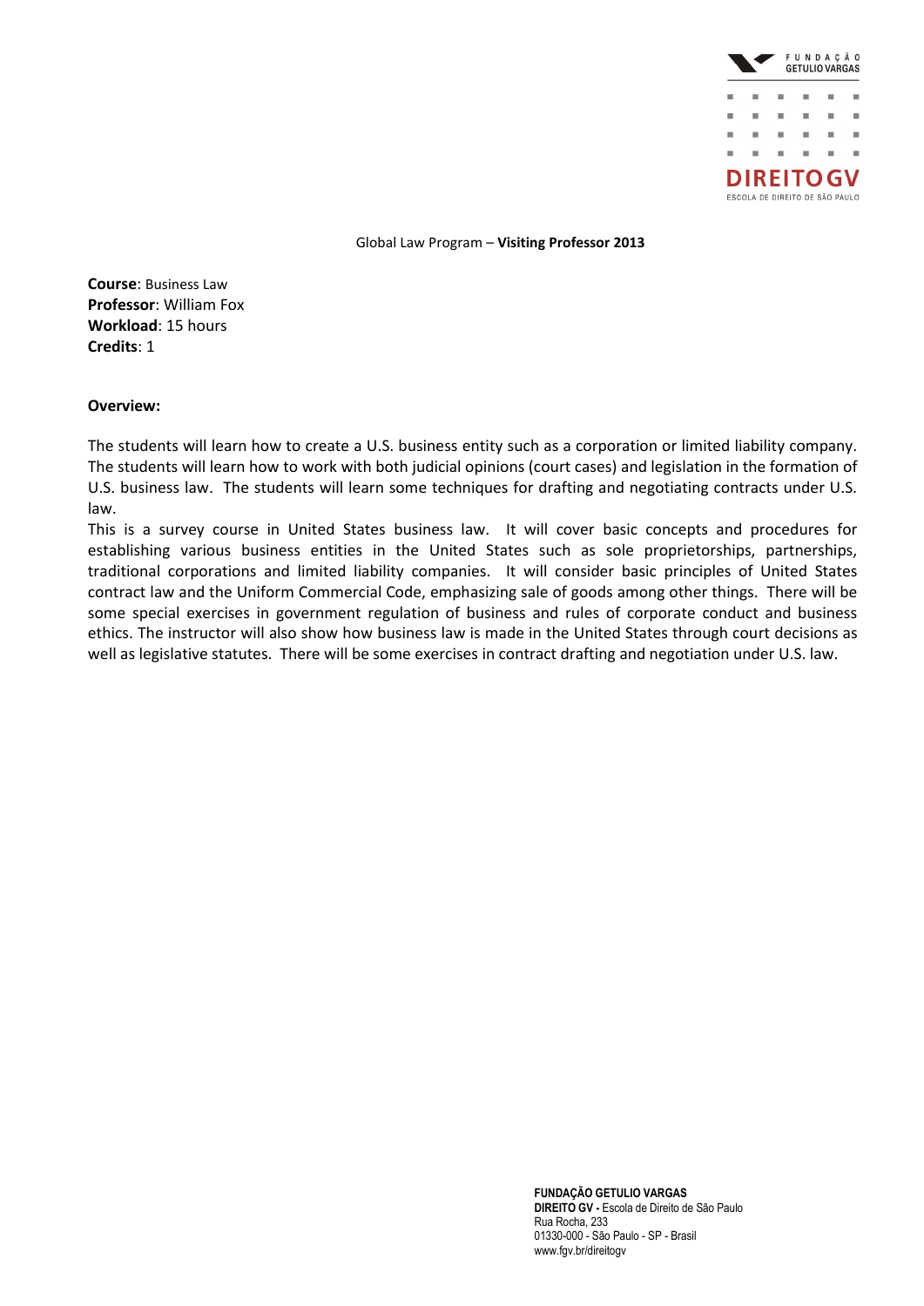Global Law Program – **Visiting Professor 2013**

**Course**: Business Law
**Professor**: William Fox
**Workload**: 15 hours
**Credits**: 1

**Overview:**

The students will learn how to create a U.S. business entity such as a corporation or limited liability company. The students will learn how to work with both judicial opinions (court cases) and legislation in the formation of U.S. business law. The students will learn some techniques for drafting and negotiating contracts under U.S. law.

This is a survey course in United States business law. It will cover basic concepts and procedures for establishing various business entities in the United States such as sole proprietorships, partnerships, traditional corporations and limited liability companies. It will consider basic principles of United States contract law and the Uniform Commercial Code, emphasizing sale of goods among other things. There will be some special exercises in government regulation of business and rules of corporate conduct and business ethics. The instructor will also show how business law is made in the United States through court decisions as well as legislative statutes. There will be some exercises in contract drafting and negotiation under U.S. law.